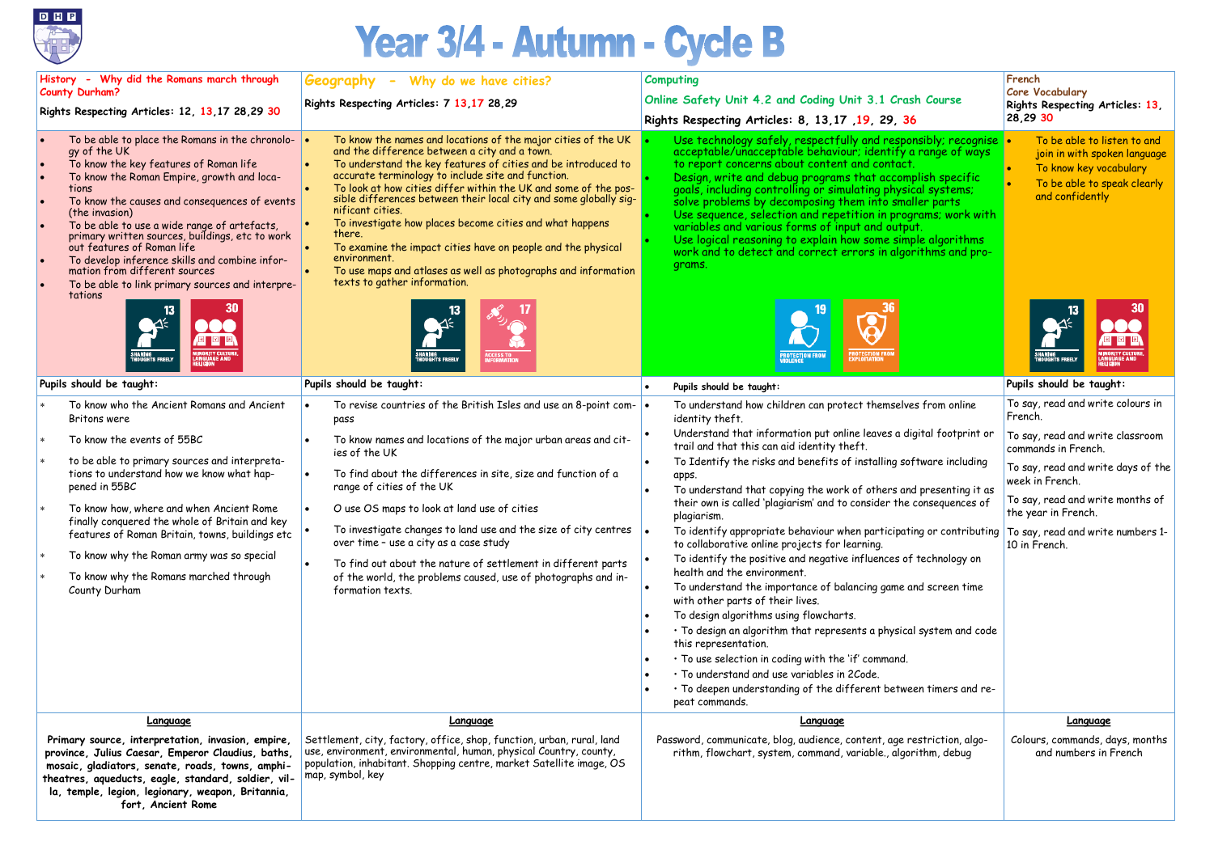# Year 3/4 - Autumn - Cycle B

## History - Why did the Romans march through County Durham?

Rights Respecting Articles: 12, 13,17 28,29 30

- To be able to place the Romans in the chronology of the UK
- To know the key features of Roman life
- To know the Roman Empire, growth and locations
- To know the causes and consequences of events (the invasion)
- To be able to use a wide range of artefacts, primary written sources, buildings, etc to work out features of Roman life
- To develop inference skills and combine information from different sources
- To be able to link primary sources and interpretations

13 SHARING THOUGHTS FREELY

30 MINORITY CULTURE, LANGUAGE AND RELIGION

**Pupils should be taught:**

* To know who the Ancient Romans and Ancient Britons were
* To know the events of 55BC
* to be able to use primary sources and interpretations to understand how we know what happened in 55BC
* To know how, where and when Ancient Rome finally conquered the whole of Britain and key features of Roman Britain, towns, buildings etc
* To know why the Roman army was so special
* To know why the Romans marched through County Durham

**Language**

**Primary source, interpretation, invasion, empire, province, Julius Caesar, Emperor Claudius, baths, mosaic, gladiators, senate, roads, towns, amphitheatres, aqueducts, eagle, standard, soldier, villa, temple, legion, legionary, weapon, Britannia, fort, Ancient Rome**

## Geography - Why do we have cities?

Rights Respecting Articles: 7 13,17 28,29

- To know the names and locations of the major cities of the UK and the difference between a city and a town.
- To understand the key features of cities and be introduced to accurate terminology to include site and function.
- To look at how cities differ within the UK and some of the possible differences between their local city and some globally significant cities.
- To investigate how places become cities and what happens there.
- To examine the impact cities have on people and the physical environment.
- To use maps and atlases as well as photographs and information texts to gather information.

13 SHARING THOUGHTS FREELY

17 ACCESS TO INFORMATION

**Pupils should be taught:**

- To revise countries of the British Isles and use an 8-point compass
- To know names and locations of the major urban areas and cities of the UK
- To find about the differences in site, size and function of a range of cities of the UK
- O use OS maps to look at land use of cities
- To investigate changes to land use and the size of city centres over time - use a city as a case study
- To find out about the nature of settlement in different parts of the world, the problems caused, use of photographs and information texts.

**Language**

Settlement, city, factory, office, shop, function, urban, rural, land use, environment, environmental, human, physical Country, county, population, inhabitant. Shopping centre, market Satellite image, OS map, symbol, key

## Computing

Online Safety Unit 4.2 and Coding Unit 3.1 Crash Course

Rights Respecting Articles: 8, 13,17 ,19, 29, 36

- Use technology safely, respectfully and responsibly; recognise acceptable/unacceptable behaviour; identify a range of ways to report concerns about content and contact.
- Design, write and debug programs that accomplish specific goals, including controlling or simulating physical systems; solve problems by decomposing them into smaller parts
- Use sequence, selection and repetition in programs; work with variables and various forms of input and output.
- Use logical reasoning to explain how some simple algorithms work and to detect and correct errors in algorithms and programs.

19 PROTECTION FROM VIOLENCE

36 PROTECTION FROM EXPLOITATION

**Pupils should be taught:**

- To understand how children can protect themselves from online identity theft.
- Understand that information put online leaves a digital footprint or trail and that this can aid identity theft.
- To Identify the risks and benefits of installing software including apps.
- To understand that copying the work of others and presenting it as their own is called 'plagiarism' and to consider the consequences of plagiarism.
- To identify appropriate behaviour when participating or contributing to collaborative online projects for learning.
- To identify the positive and negative influences of technology on health and the environment.
- To understand the importance of balancing game and screen time with other parts of their lives.
- To design algorithms using flowcharts.
- • To design an algorithm that represents a physical system and code this representation.
- • To use selection in coding with the 'if' command.
- • To understand and use variables in 2Code.
- • To deepen understanding of the different between timers and repeat commands.

**Language**

Password, communicate, blog, audience, content, age restriction, algorithm, flowchart, system, command, variable., algorithm, debug

## French

Core Vocabulary

Rights Respecting Articles: 13, 28,29 30

- To be able to listen to and join in with spoken language
- To know key vocabulary
- To be able to speak clearly and confidently

13 SHARING THOUGHTS FREELY

30 MINORITY CULTURE, LANGUAGE AND RELIGION

**Pupils should be taught:**

To say, read and write colours in French.

To say, read and write classroom commands in French.

To say, read and write days of the week in French.

To say, read and write months of the year in French.

To say, read and write numbers 1-10 in French.

**Language**

Colours, commands, days, months and numbers in French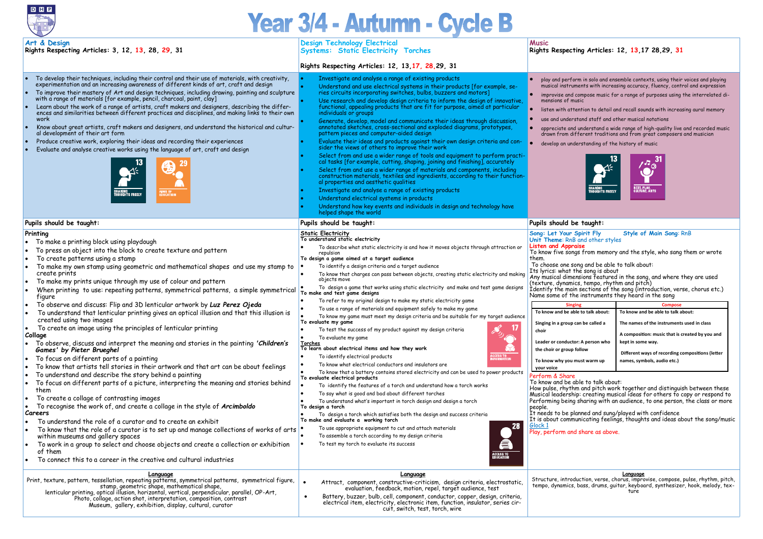# Year 3/4 - Autumn - Cycle B

## Art & Design

Rights Respecting Articles: 3, 12, 13, 28, 29, 31

- To develop their techniques, including their control and their use of materials, with creativity, experimentation and an increasing awareness of different kinds of art, craft and design
- To improve their mastery of Art and design techniques, including drawing, painting and sculpture with a range of materials [for example, pencil, charcoal, paint, clay]
- Learn about the work of a range of artists, craft makers and designers, describing the differences and similarities between different practices and disciplines, and making links to their own work
- Know about great artists, craft makers and designers, and understand the historical and cultural development of their art form
- Produce creative work, exploring their ideas and recording their experiences
- Evaluate and analyse creative works using the language of art, craft and design

13 SHARING THOUGHTS FREELY
29 AIMS OF EDUCATION

### Pupils should be taught:

**Printing**

- To make a printing block using playdough
- To press an object into the block to create texture and pattern
- To create patterns using a stamp
- To make my own stamp using geometric and mathematical shapes and use my stamp to create prints
- To make my prints unique through my use of colour and pattern
- When printing to use: repeating patterns, symmetrical patterns, a simple symmetrical figure
- To observe and discuss: Flip and 3D lenticular artwork by *Luz Perez Ojeda*
- To understand that lenticular printing gives an optical illusion and that this illusion is created using two images
- To create an image using the principles of lenticular printing

**Collage**

- To observe, discuss and interpret the meaning and stories in the painting *'Children's Games' by Pieter Brueghel*
- To focus on different parts of a painting
- To know that artists tell stories in their artwork and that art can be about feelings
- To understand and describe the story behind a painting
- To focus on different parts of a picture, interpreting the meaning and stories behind them
- To create a collage of contrasting images
- To recognise the work of, and create a collage in the style of *Arcimboldo*

**Careers**

- To understand the role of a curator and to create an exhibit
- To know that the role of a curator is to set up and manage collections of works of arts within museums and gallery spaces
- To work in a group to select and choose objects and create a collection or exhibition of them
- To connect this to a career in the creative and cultural industries

**Language**

Print, texture, pattern, tessellation, repeating patterns, symmetrical patterns, symmetrical figure, stamp, geometric shape, mathematical shape, lenticular printing, optical illusion, horizontal, vertical, perpendicular, parallel, OP-Art, Photo, collage, action shot, interpretation, composition, contrast
Museum, gallery, exhibition, display, cultural, curator

## Design Technology Electrical Systems: Static Electricity Torches

Rights Respecting Articles: 12, 13, 17, 28, 29, 31

- Investigate and analyse a range of existing products
- Understand and use electrical systems in their products [for example, series circuits incorporating switches, bulbs, buzzers and motors]
- Use research and develop design criteria to inform the design of innovative, functional, appealing products that are fit for purpose, aimed at particular individuals or groups
- Generate, develop, model and communicate their ideas through discussion, annotated sketches, cross-sectional and exploded diagrams, prototypes, pattern pieces and computer-aided design
- Evaluate their ideas and products against their own design criteria and consider the views of others to improve their work
- Select from and use a wider range of tools and equipment to perform practical tasks [for example, cutting, shaping, joining and finishing], accurately
- Select from and use a wider range of materials and components, including construction materials, textiles and ingredients, according to their functional properties and aesthetic qualities
- Investigate and analyse a range of existing products
- Understand electrical systems in products
- Understand how key events and individuals in design and technology have helped shape the world

### Pupils should be taught:

**Static Electricity**

**To understand static electricity**

- To describe what static electricity is and how it moves objects through attraction or repulsion

**To design a game aimed at a target audience**

- To identify a design criteria and a target audience
- To know that charges can pass between objects, creating static electricity and making objects move
- To design a game that works using static electricity and make and test game designs

**To make and test game designs**

- To refer to my original design to make my static electricity game
- To use a range of materials and equipment safely to make my game
- To know my game must meet my design criteria and be suitable for my target audience

**To evaluate my game**

- To test the success of my product against my design criteria
- To evaluate my game

17 ACCESS TO INFORMATION

**Torches**

**To learn about electrical items and how they work**

- To identify electrical products
- To know what electrical conductors and insulators are
- To know that a battery contains stored electricity and can be used to power products

**To evaluate electrical products**

- To identify the features of a torch and understand how a torch works
- To say what is good and bad about different torches
- To understand what's important in torch design and design a torch

**To design a torch**

- To design a torch which satisfies both the design and success criteria

**To make and evaluate a working torch**

- To use appropriate equipment to cut and attach materials
- To assemble a torch according to my design criteria
- To test my torch to evaluate its success

28 ACCESS TO EDUCATION

**Language**

- Attract, component, constructive-criticism, design criteria, electrostatic, evaluation, feedback, motion, repel, target audience, test
- Battery, buzzer, bulb, cell, component, conductor, copper, design, criteria, electrical item, electricity, electronic item, function, insulator, series circuit, switch, test, torch, wire

## Music

Rights Respecting Articles: 12, 13,17 28,29, 31

- play and perform in solo and ensemble contexts, using their voices and playing musical instruments with increasing accuracy, fluency, control and expression
- improvise and compose music for a range of purposes using the interrelated dimensions of music
- listen with attention to detail and recall sounds with increasing aural memory
- use and understand staff and other musical notations
- appreciate and understand a wide range of high-quality live and recorded music drawn from different traditions and from great composers and musician
- develop an understanding of the history of music

13 SHARING THOUGHTS FREELY
31 REST, PLAY, CULTURE, ARTS

### Pupils should be taught:

**Song: Let Your Spirit Fly** **Style of Main Song: RnB**

**Unit Theme:** RnB and other styles

**Listen and Appraise**

To know five songs from memory and the style, who sang them or wrote them.
To choose one song and be able to talk about:
Its lyrics: what the song is about
Any musical dimensions featured in the song, and where they are used (texture, dynamics, tempo, rhythm and pitch)
Identify the main sections of the song (introduction, verse, chorus etc.)
Name some of the instruments they heard in the song

| Singing | Compose |
|---|---|
| To know and be able to talk about: | To know and be able to talk about: |
| Singing in a group can be called a choir | The names of the instruments used in class |
| Leader or conductor: A person who the choir or group follow | A composition: music that is created by you and kept in some way. |
| To know why you must warm up your voice | Different ways of recording compositions (letter names, symbols, audio etc.) |

**Perform & Share**

To know and be able to talk about:
How pulse, rhythm and pitch work together and distinguish between these
Musical leadership: creating musical ideas for others to copy or respond to
Performing being sharing with an audience, to one person, the class or more people.
It needs to be planned and sung/played with confidence
It is about communicating feelings, thoughts and ideas about the song/music
Glock 1
Play, perform and share as above.

**Language**

Structure, introduction, verse, chorus, improvise, compose, pulse, rhythm, pitch, tempo, dynamics, bass, drums, guitar, keyboard, synthesizer, hook, melody, texture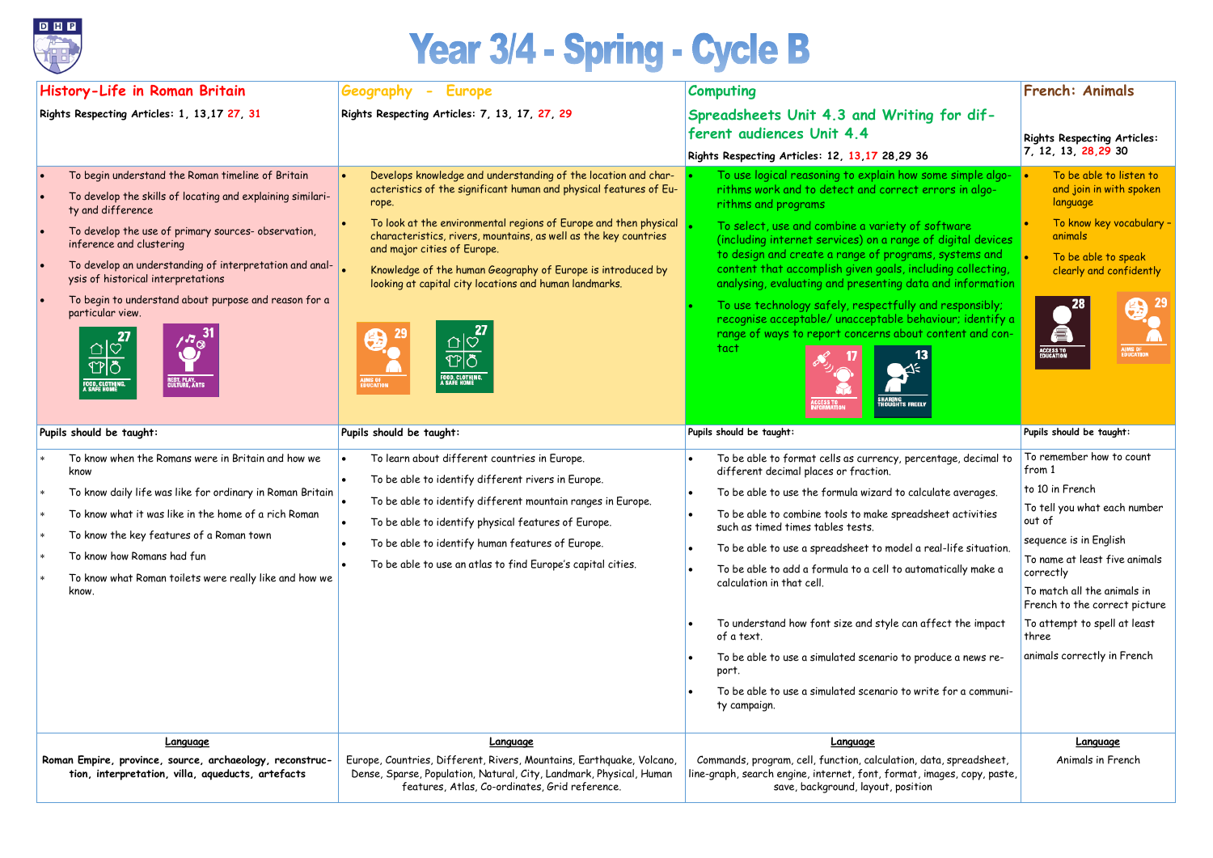# Year 3/4 - Spring - Cycle B

| History-Life in Roman Britain | Geography - Europe | Computing | French: Animals |
|---|---|---|---|
| Rights Respecting Articles: 1, 13,17 27, 31 | Rights Respecting Articles: 7, 13, 17, 27, 29 | Spreadsheets Unit 4.3 and Writing for different audiences Unit 4.4<br>Rights Respecting Articles: 12, 13,17 28,29 36 | Rights Respecting Articles: 7, 12, 13, 28,29 30 |
| • To begin understand the Roman timeline of Britain<br>• To develop the skills of locating and explaining similarity and difference<br>• To develop the use of primary sources- observation, inference and clustering<br>• To develop an understanding of interpretation and analysis of historical interpretations<br>• To begin to understand about purpose and reason for a particular view.<br>27 FOOD, CLOTHING, A SAFE HOME<br>31 REST, PLAY, CULTURE, ARTS | • Develops knowledge and understanding of the location and characteristics of the significant human and physical features of Europe.<br>• To look at the environmental regions of Europe and then physical characteristics, rivers, mountains, as well as the key countries and major cities of Europe.<br>• Knowledge of the human Geography of Europe is introduced by looking at capital city locations and human landmarks.<br>29 AIMS OF EDUCATION<br>27 FOOD, CLOTHING, A SAFE HOME | • To use logical reasoning to explain how some simple algorithms work and to detect and correct errors in algorithms and programs<br>• To select, use and combine a variety of software (including internet services) on a range of digital devices to design and create a range of programs, systems and content that accomplish given goals, including collecting, analysing, evaluating and presenting data and information<br>• To use technology safely, respectfully and responsibly; recognise acceptable/ unacceptable behaviour; identify a range of ways to report concerns about content and contact<br>17 ACCESS TO INFORMATION<br>13 SHARING THOUGHTS FREELY | • To be able to listen to and join in with spoken language<br>• To know key vocabulary – animals<br>• To be able to speak clearly and confidently<br>28 ACCESS TO EDUCATION<br>29 AIMS OF EDUCATION |
| Pupils should be taught: | Pupils should be taught: | Pupils should be taught: | Pupils should be taught: |
| * To know when the Romans were in Britain and how we know<br>* To know daily life was like for ordinary in Roman Britain<br>* To know what it was like in the home of a rich Roman<br>* To know the key features of a Roman town<br>* To know how Romans had fun<br>* To know what Roman toilets were really like and how we know. | • To learn about different countries in Europe.<br>• To be able to identify different rivers in Europe.<br>• To be able to identify different mountain ranges in Europe.<br>• To be able to identify physical features of Europe.<br>• To be able to identify human features of Europe.<br>• To be able to use an atlas to find Europe's capital cities. | • To be able to format cells as currency, percentage, decimal to different decimal places or fraction.<br>• To be able to use the formula wizard to calculate averages.<br>• To be able to combine tools to make spreadsheet activities such as timed times tables tests.<br>• To be able to use a spreadsheet to model a real-life situation.<br>• To be able to add a formula to a cell to automatically make a calculation in that cell.<br>• To understand how font size and style can affect the impact of a text.<br>• To be able to use a simulated scenario to produce a news report.<br>• To be able to use a simulated scenario to write for a community campaign. | To remember how to count from 1<br>to 10 in French<br>To tell you what each number out of<br>sequence is in English<br>To name at least five animals correctly<br>To match all the animals in French to the correct picture<br>To attempt to spell at least three<br>animals correctly in French |
| **Language**<br>**Roman Empire, province, source, archaeology, reconstruction, interpretation, villa, aqueducts, artefacts** | **Language**<br>Europe, Countries, Different, Rivers, Mountains, Earthquake, Volcano, Dense, Sparse, Population, Natural, City, Landmark, Physical, Human features, Atlas, Co-ordinates, Grid reference. | **Language**<br>Commands, program, cell, function, calculation, data, spreadsheet, line-graph, search engine, internet, font, format, images, copy, paste, save, background, layout, position | **Language**<br>Animals in French |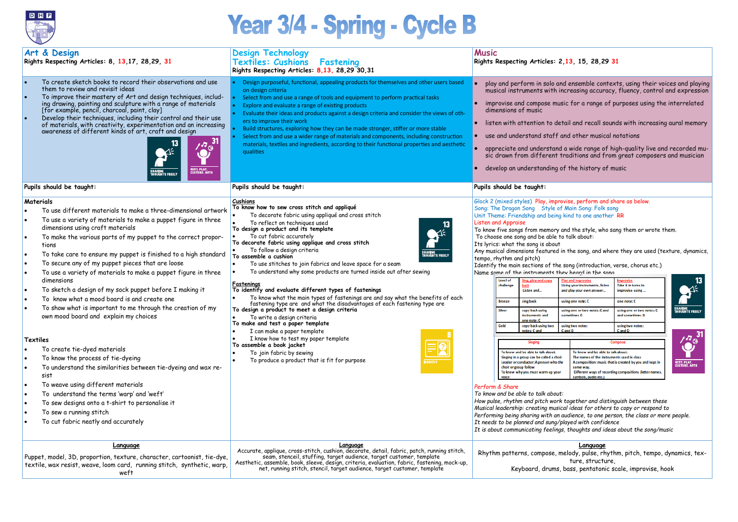# Year 3/4 - Spring - Cycle B

## Art & Design

Rights Respecting Articles: 8, 13,17, 28,29, 31

- To create sketch books to record their observations and use them to review and revisit ideas
- To improve their mastery of Art and design techniques, including drawing, painting and sculpture with a range of materials [for example, pencil, charcoal, paint, clay]
- Develop their techniques, including their control and their use of materials, with creativity, experimentation and an increasing awareness of different kinds of art, craft and design

13 SHARING THOUGHTS FREELY
31 REST, PLAY, CULTURE, ARTS

**Pupils should be taught:**

**Materials**

- To use different materials to make a three-dimensional artwork
- To use a variety of materials to make a puppet figure in three dimensions using craft materials
- To make the various parts of my puppet to the correct proportions
- To take care to ensure my puppet is finished to a high standard
- To secure any of my puppet pieces that are loose
- To use a variety of materials to make a puppet figure in three dimensions
- To sketch a design of my sock puppet before I making it
- To know what a mood board is and create one
- To show what is important to me through the creation of my own mood board and explain my choices

**Textiles**

- To create tie-dyed materials
- To know the process of tie-dyeing
- To understand the similarities between tie-dyeing and wax resist
- To weave using different materials
- To understand the terms 'warp' and 'weft'
- To sew designs onto a t-shirt to personalise it
- To sew a running stitch
- To cut fabric neatly and accurately

**Language**

Puppet, model, 3D, proportion, texture, character, cartoonist, tie-dye, textile, wax resist, weave, loom card, running stitch, synthetic, warp, weft

## Design Technology

### Textiles: Cushions    Fastening

Rights Respecting Articles: 8,13, 28,29 30,31

- Design purposeful, functional, appealing products for themselves and other users based on design criteria
- Select from and use a range of tools and equipment to perform practical tasks
- Explore and evaluate a range of existing products
- Evaluate their ideas and products against a design criteria and consider the views of others to improve their work
- Build structures, exploring how they can be made stronger, stiffer or more stable
- Select from and use a wider range of materials and components, including construction materials, textiles and ingredients, according to their functional properties and aesthetic qualities

**Pupils should be taught:**

**Cushions**

**To know how to sew cross stitch and appliqué**
- To decorate fabric using appliqué and cross stitch
- To reflect on techniques used

**To design a product and its template**
- To cut fabric accurately

**To decorate fabric using applique and cross stitch**
- To follow a design criteria

**To assemble a cushion**
- To use stitches to join fabrics and leave space for a seam
- To understand why some products are turned inside out after sewing

13 SHARING THOUGHTS FREELY

**Fastenings**

**To identify and evaluate different types of fastenings**
- To know what the main types of fastenings are and say what the benefits of each fastening type are and what the disadvantages of each fastening type are

**To design a product to meet a design criteria**
- To write a design criteria

**To make and test a paper template**
- I can make a paper template
- I know how to test my paper template

**To assemble a book jacket**
- To join fabric by sewing
- To produce a product that is fit for purpose

8 IDENTITY

**Language**

Accurate, applique, cross-stitch, cushion, decorate, detail, fabric, patch, running stitch, seam, stenceil, stuffing, target audience, target customer, template
Aesthetic, assemble, book, sleeve, design, criteria, evaluation, fabric, fastening, mock-up, net, running stitch, stencil, target audience, target customer, template

## Music

Rights Respecting Articles: 2,13, 15, 28,29 31

- play and perform in solo and ensemble contexts, using their voices and playing musical instruments with increasing accuracy, fluency, control and expression
- improvise and compose music for a range of purposes using the interrelated dimensions of music
- listen with attention to detail and recall sounds with increasing aural memory
- use and understand staff and other musical notations
- appreciate and understand a wide range of high-quality live and recorded music drawn from different traditions and from great composers and musician
- develop an understanding of the history of music

**Pupils should be taught:**

Glock 2 (mixed styles) Play, improvise, perform and share as below.
Song: The Dragon Song   Style of Main Song: Folk song
Unit Theme: Friendship and being kind to one another RR
Listen and Appraise
To know five songs from memory and the style, who sang them or wrote them.
To choose one song and be able to talk about:
Its lyrics: what the song is about
Any musical dimensions featured in the song, and where they are used (texture, dynamics, tempo, rhythm and pitch)
Identify the main sections of the song (introduction, verse, chorus etc.)
Name some of the instruments they heard in the song

| Level of challenge | Sing, play and copy back Listen and... | Play and improvise Using your instruments, listen and play your own answer... | Improvise Take it in turns to improvise using ... |
|---|---|---|---|
| Bronze | sing back | using one note: C | one note: C |
| Silver | copy back using instruments and one note: C | using one or two notes: C and sometimes D | using one or two notes: C and sometimes D |
| Gold | copy back using two notes: C and | using two notes: C and D | using two notes: C and D |

| Singing | Compose |
|---|---|
| To know and be able to talk about: Singing in a group can be called a choir Leader or conductor: A person who the choir or group follow To know why you must warm up your voice | To know and be able to talk about: The names of the instruments used in class A composition: music that is created by you and kept in some way. Different ways of recording compositions (letter names, symbols, audio etc.) |

13 SHARING THOUGHTS FREELY
31 REST, PLAY, CULTURE, ARTS

*Perform & Share*
*To know and be able to talk about:*
*How pulse, rhythm and pitch work together and distinguish between these*
*Musical leadership: creating musical ideas for others to copy or respond to*
*Performing being sharing with an audience, to one person, the class or more people.*
*It needs to be planned and sung/played with confidence*
*It is about communicating feelings, thoughts and ideas about the song/music*

**Language**

Rhythm patterns, compose, melody, pulse, rhythm, pitch, tempo, dynamics, texture, structure,
Keyboard, drums, bass, pentatonic scale, improvise, hook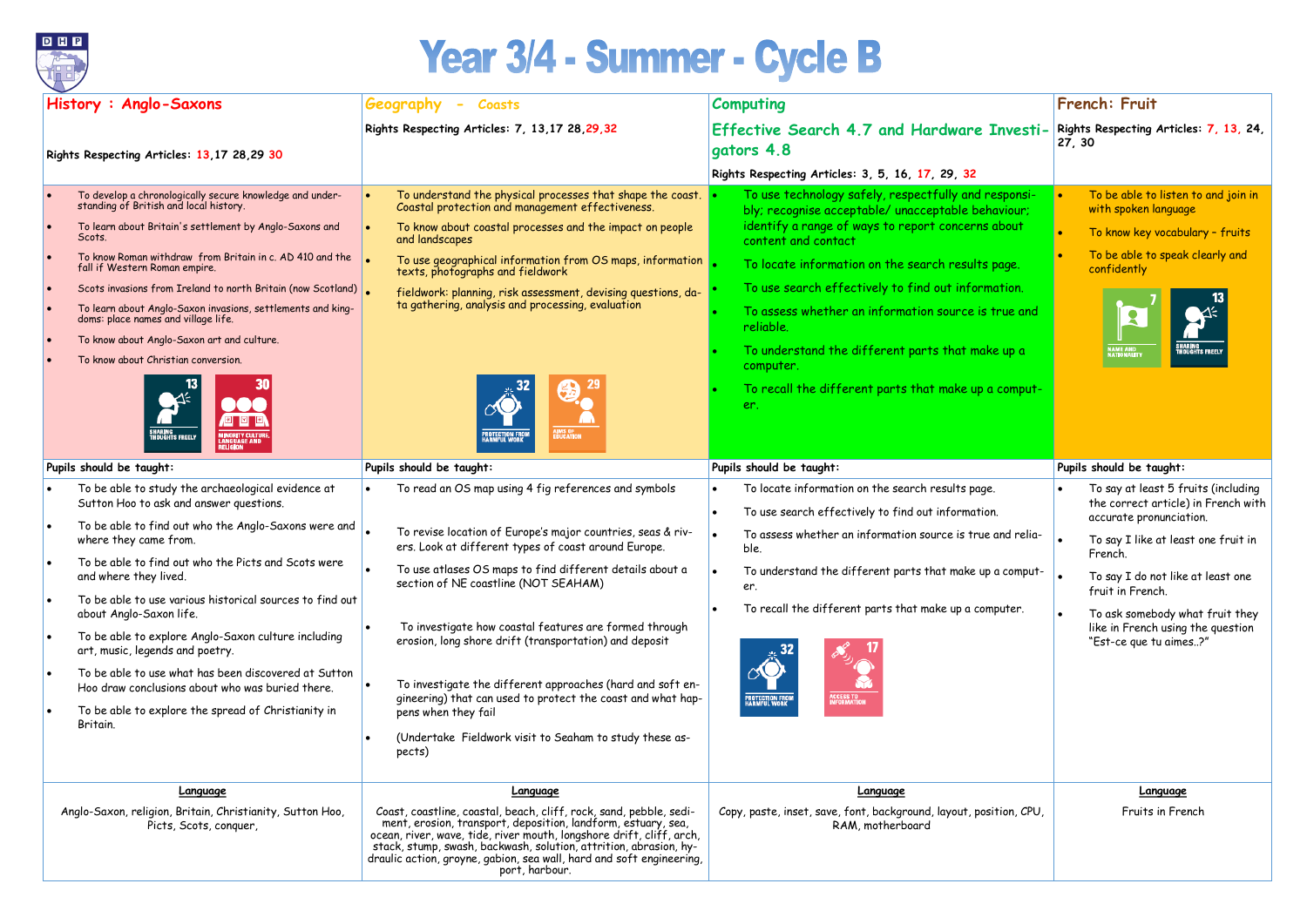# Year 3/4 - Summer - Cycle B

## History : Anglo-Saxons

Rights Respecting Articles: 13,17 28,29 30

- To develop a chronologically secure knowledge and understanding of British and local history.
- To learn about Britain's settlement by Anglo-Saxons and Scots.
- To know Roman withdraw from Britain in c. AD 410 and the fall if Western Roman empire.
- Scots invasions from Ireland to north Britain (now Scotland)
- To learn about Anglo-Saxon invasions, settlements and kingdoms: place names and village life.
- To know about Anglo-Saxon art and culture.
- To know about Christian conversion.

13 SHARING THOUGHTS FREELY
30 MINORITY CULTURE, LANGUAGE AND RELIGION

**Pupils should be taught:**

- To be able to study the archaeological evidence at Sutton Hoo to ask and answer questions.
- To be able to find out who the Anglo-Saxons were and where they came from.
- To be able to find out who the Picts and Scots were and where they lived.
- To be able to use various historical sources to find out about Anglo-Saxon life.
- To be able to explore Anglo-Saxon culture including art, music, legends and poetry.
- To be able to use what has been discovered at Sutton Hoo draw conclusions about who was buried there.
- To be able to explore the spread of Christianity in Britain.

**Language**

Anglo-Saxon, religion, Britain, Christianity, Sutton Hoo, Picts, Scots, conquer,

## Geography - Coasts

Rights Respecting Articles: 7, 13,17 28,29,32

- To understand the physical processes that shape the coast. Coastal protection and management effectiveness.
- To know about coastal processes and the impact on people and landscapes
- To use geographical information from OS maps, information texts, photographs and fieldwork
- fieldwork: planning, risk assessment, devising questions, data gathering, analysis and processing, evaluation

32 PROTECTION FROM HARMFUL WORK
29 AIMS OF EDUCATION

**Pupils should be taught:**

- To read an OS map using 4 fig references and symbols
- To revise location of Europe's major countries, seas & rivers. Look at different types of coast around Europe.
- To use atlases OS maps to find different details about a section of NE coastline (NOT SEAHAM)
- To investigate how coastal features are formed through erosion, long shore drift (transportation) and deposit
- To investigate the different approaches (hard and soft engineering) that can used to protect the coast and what happens when they fail
- (Undertake Fieldwork visit to Seaham to study these aspects)

**Language**

Coast, coastline, coastal, beach, cliff, rock, sand, pebble, sediment, erosion, transport, deposition, landform, estuary, sea, ocean, river, wave, tide, river mouth, longshore drift, cliff, arch, stack, stump, swash, backwash, solution, attrition, abrasion, hydraulic action, groyne, gabion, sea wall, hard and soft engineering, port, harbour.

## Computing

### Effective Search 4.7 and Hardware Investigators 4.8

Rights Respecting Articles: 3, 5, 16, 17, 29, 32

- To use technology safely, respectfully and responsibly; recognise acceptable/ unacceptable behaviour; identify a range of ways to report concerns about content and contact
- To locate information on the search results page.
- To use search effectively to find out information.
- To assess whether an information source is true and reliable.
- To understand the different parts that make up a computer.
- To recall the different parts that make up a computer.

**Pupils should be taught:**

- To locate information on the search results page.
- To use search effectively to find out information.
- To assess whether an information source is true and reliable.
- To understand the different parts that make up a computer.
- To recall the different parts that make up a computer.

32 PROTECTION FROM HARMFUL WORK
17 ACCESS TO INFORMATION

**Language**

Copy, paste, inset, save, font, background, layout, position, CPU, RAM, motherboard

## French: Fruit

Rights Respecting Articles: 7, 13, 24, 27, 30

- To be able to listen to and join in with spoken language
- To know key vocabulary – fruits
- To be able to speak clearly and confidently

7 NAME AND NATIONALITY
13 SHARING THOUGHTS FREELY

**Pupils should be taught:**

- To say at least 5 fruits (including the correct article) in French with accurate pronunciation.
- To say I like at least one fruit in French.
- To say I do not like at least one fruit in French.
- To ask somebody what fruit they like in French using the question "Est-ce que tu aimes..?"

**Language**

Fruits in French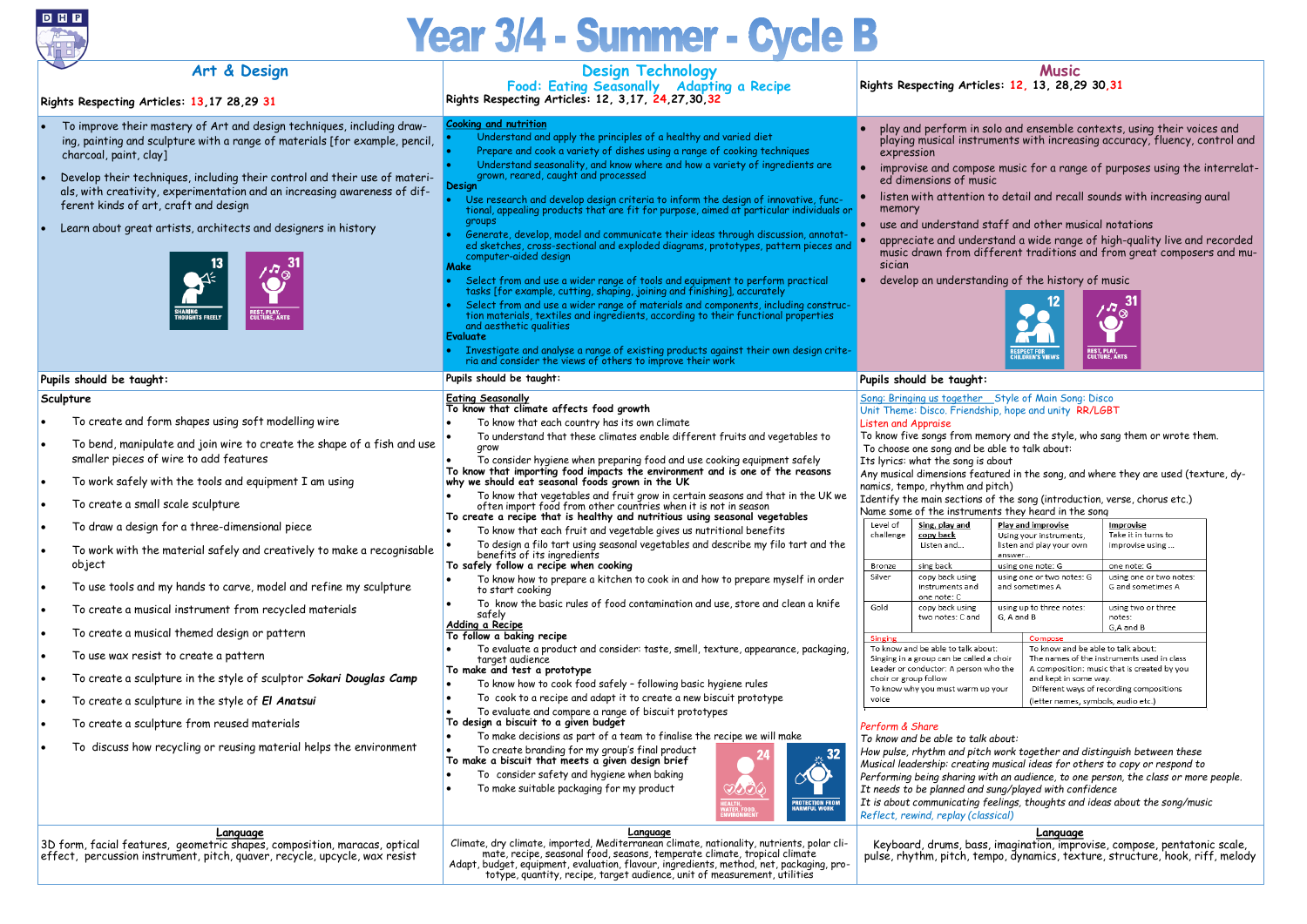# Year 3/4 - Summer - Cycle B

## Art & Design

Rights Respecting Articles: 13,17 28,29 31

- To improve their mastery of Art and design techniques, including drawing, painting and sculpture with a range of materials [for example, pencil, charcoal, paint, clay]
- Develop their techniques, including their control and their use of materials, with creativity, experimentation and an increasing awareness of different kinds of art, craft and design
- Learn about great artists, architects and designers in history

13 SHARING THOUGHTS FREELY

31 REST, PLAY, CULTURE, ARTS

**Pupils should be taught:**

**Sculpture**

- To create and form shapes using soft modelling wire
- To bend, manipulate and join wire to create the shape of a fish and use smaller pieces of wire to add features
- To work safely with the tools and equipment I am using
- To create a small scale sculpture
- To draw a design for a three-dimensional piece
- To work with the material safely and creatively to make a recognisable object
- To use tools and my hands to carve, model and refine my sculpture
- To create a musical instrument from recycled materials
- To create a musical themed design or pattern
- To use wax resist to create a pattern
- To create a sculpture in the style of sculptor ***Sokari Douglas Camp***
- To create a sculpture in the style of ***El Anatsui***
- To create a sculpture from reused materials
- To discuss how recycling or reusing material helps the environment

**Language**

3D form, facial features, geometric shapes, composition, maracas, optical effect, percussion instrument, pitch, quaver, recycle, upcycle, wax resist

## Design Technology

### Food: Eating Seasonally   Adapting a Recipe

Rights Respecting Articles: 12, 3,17, 24,27,30,32

**Cooking and nutrition**

- Understand and apply the principles of a healthy and varied diet
- Prepare and cook a variety of dishes using a range of cooking techniques
- Understand seasonality, and know where and how a variety of ingredients are grown, reared, caught and processed

**Design**

- Use research and develop design criteria to inform the design of innovative, functional, appealing products that are fit for purpose, aimed at particular individuals or groups
- Generate, develop, model and communicate their ideas through discussion, annotated sketches, cross-sectional and exploded diagrams, prototypes, pattern pieces and computer-aided design

**Make**

- Select from and use a wider range of tools and equipment to perform practical tasks [for example, cutting, shaping, joining and finishing], accurately
- Select from and use a wider range of materials and components, including construction materials, textiles and ingredients, according to their functional properties and aesthetic qualities

**Evaluate**

- Investigate and analyse a range of existing products against their own design criteria and consider the views of others to improve their work

**Pupils should be taught:**

**Eating Seasonally**

**To know that climate affects food growth**

- To know that each country has its own climate
- To understand that these climates enable different fruits and vegetables to grow
- To consider hygiene when preparing food and use cooking equipment safely

**To know that importing food impacts the environment and is one of the reasons why we should eat seasonal foods grown in the UK**

- To know that vegetables and fruit grow in certain seasons and fruit in the UK we often import food from other countries when it is not in season

**To create a recipe that is healthy and nutritious using seasonal vegetables**

- To know that each fruit and vegetable gives us nutritional benefits
- To design a filo tart using seasonal vegetables and describe my filo tart and the benefits of its ingredients

**To safely follow a recipe when cooking**

- To know how to prepare a kitchen to cook in and how to prepare myself in order to start cooking
- To know the basic rules of food contamination and use, store and clean a knife safely

**Adding a Recipe**

**To follow a baking recipe**

- To evaluate a product and consider: taste, smell, texture, appearance, packaging, target audience

**To make and test a prototype**

- To know how to cook food safely – following basic hygiene rules
- To cook to a recipe and adapt it to create a new biscuit prototype
- To evaluate and compare a range of biscuit prototypes

**To design a biscuit to a given budget**

- To make decisions as part of a team to finalise the recipe we will make
- To create branding for my group's final product

**To make a biscuit that meets a given design brief**

- To consider safety and hygiene when baking
- To make suitable packaging for my product

24 HEALTH, WATER, FOOD, ENVIRONMENT

32 PROTECTION FROM HARMFUL WORK

**Language**

Climate, dry climate, imported, Mediterranean climate, nationality, nutrients, polar climate, recipe, seasonal food, seasons, temperate climate, tropical climate
Adapt, budget, equipment, evaluation, flavour, ingredients, method, net, packaging, prototype, quantity, recipe, target audience, unit of measurement, utilities

## Music

Rights Respecting Articles: 12, 13, 28,29 30,31

- play and perform in solo and ensemble contexts, using their voices and playing musical instruments with increasing accuracy, fluency, control and expression
- improvise and compose music for a range of purposes using the interrelated dimensions of music
- listen with attention to detail and recall sounds with increasing aural memory
- use and understand staff and other musical notations
- appreciate and understand a wide range of high-quality live and recorded music drawn from different traditions and from great composers and musicians
- develop an understanding of the history of music

12 RESPECT FOR CHILDREN'S VIEWS

31 REST, PLAY, CULTURE, ARTS

**Pupils should be taught:**

Song: Bringing us together   Style of Main Song: Disco
Unit Theme: Disco. Friendship, hope and unity RR/LGBT

Listen and Appraise

To know five songs from memory and the style, who sang them or wrote them.
To choose one song and be able to talk about:
Its lyrics: what the song is about
Any musical dimensions featured in the song, and where they are used (texture, dynamics, tempo, rhythm and pitch)
Identify the main sections of the song (introduction, verse, chorus etc.)
Name some of the instruments they heard in the song

| Level of challenge | Sing, play and copy back Listen and... | Play and improvise Using your instruments, listen and play your own answer... | Improvise Take it in turns to improvise using... |
|---|---|---|---|
| Bronze | sing back | using one note: G | one note: G |
| Silver | copy back using instruments and one note: C | using one or two notes: G and sometimes A | using one or two notes: G and sometimes A |
| Gold | copy back using two notes: C and | using up to three notes: G, A and B | using two or three notes: G,A and B |

| Singing | Compose |
|---|---|
| To know and be able to talk about: Singing in a group can be called a choir. Leader or conductor: A person who the choir or group follow. To know why you must warm up your voice | To know and be able to talk about: The names of the instruments used in class. A composition: music that is created by you and kept in some way. Different ways of recording compositions (letter names, symbols, audio etc.) |

*Perform & Share*

*To know and be able to talk about:*
*How pulse, rhythm and pitch work together and distinguish between these*
*Musical leadership: creating musical ideas for others to copy or respond to*
*Performing being sharing with an audience, to one person, the class or more people.*
*It needs to be planned and sung/played with confidence*
*It is about communicating feelings, thoughts and ideas about the song/music*
*Reflect, rewind, replay (classical)*

**Language**

Keyboard, drums, bass, imagination, improvise, compose, pentatonic scale, pulse, rhythm, pitch, tempo, dynamics, texture, structure, hook, riff, melody